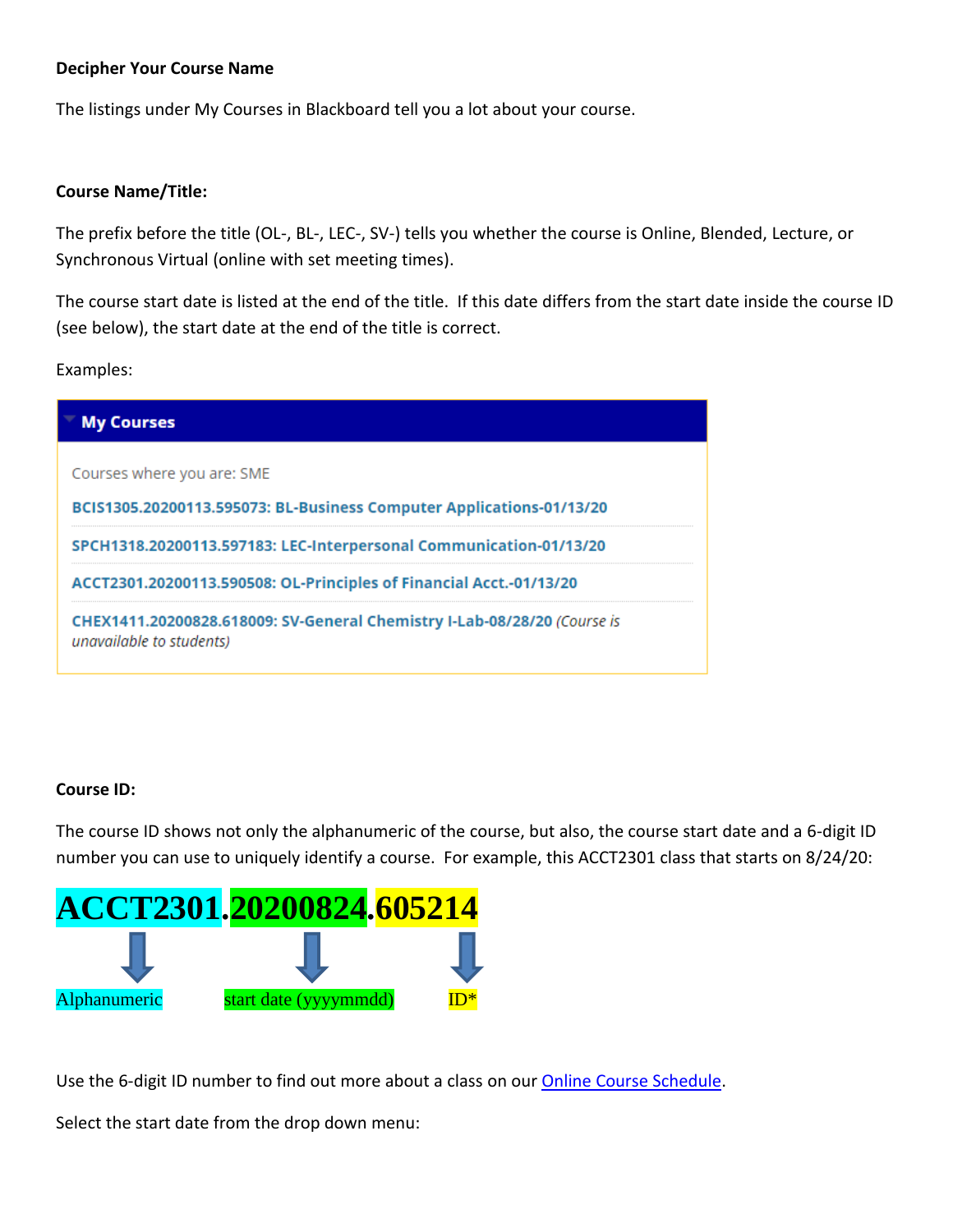**Decipher Your Course Name**

The listings under My Courses in Blackboard tell you a lot about your course.

**Course Name/Title:**

The prefix before the title (OL-, BL-, LEC-, SV-) tells you whether the course is Online, Blended, Lecture, or Synchronous Virtual (online with set meeting times).

The course start date is listed at the end of the title. If this date differs from the start date inside the course ID (see below), the start date at the end of the title is correct.

Examples:

**My Courses**

Courses where you are: SME

BCIS1305.20200113.595073: BL-Business Computer Applications-01/13/20

SPCH1318.20200113.597183: LEC-Interpersonal Communication-01/13/20

ACCT2301.20200113.590508: OL-Principles of Financial Acct.-01/13/20

CHEX1411.20200828.618009: SV-General Chemistry I-Lab-08/28/20 *(Course is unavailable to students)*

**Course ID:**

The course ID shows not only the alphanumeric of the course, but also, the course start date and a 6-digit ID number you can use to uniquely identify a course. For example, this ACCT2301 class that starts on 8/24/20:

**ACCT2301.20200824.605214**

- ACCT2301 → Alphanumeric
- 20200824 → start date (yyyymmdd)
- 605214 → ID*

Use the 6-digit ID number to find out more about a class on our [Online Course Schedule](#).

Select the start date from the drop down menu: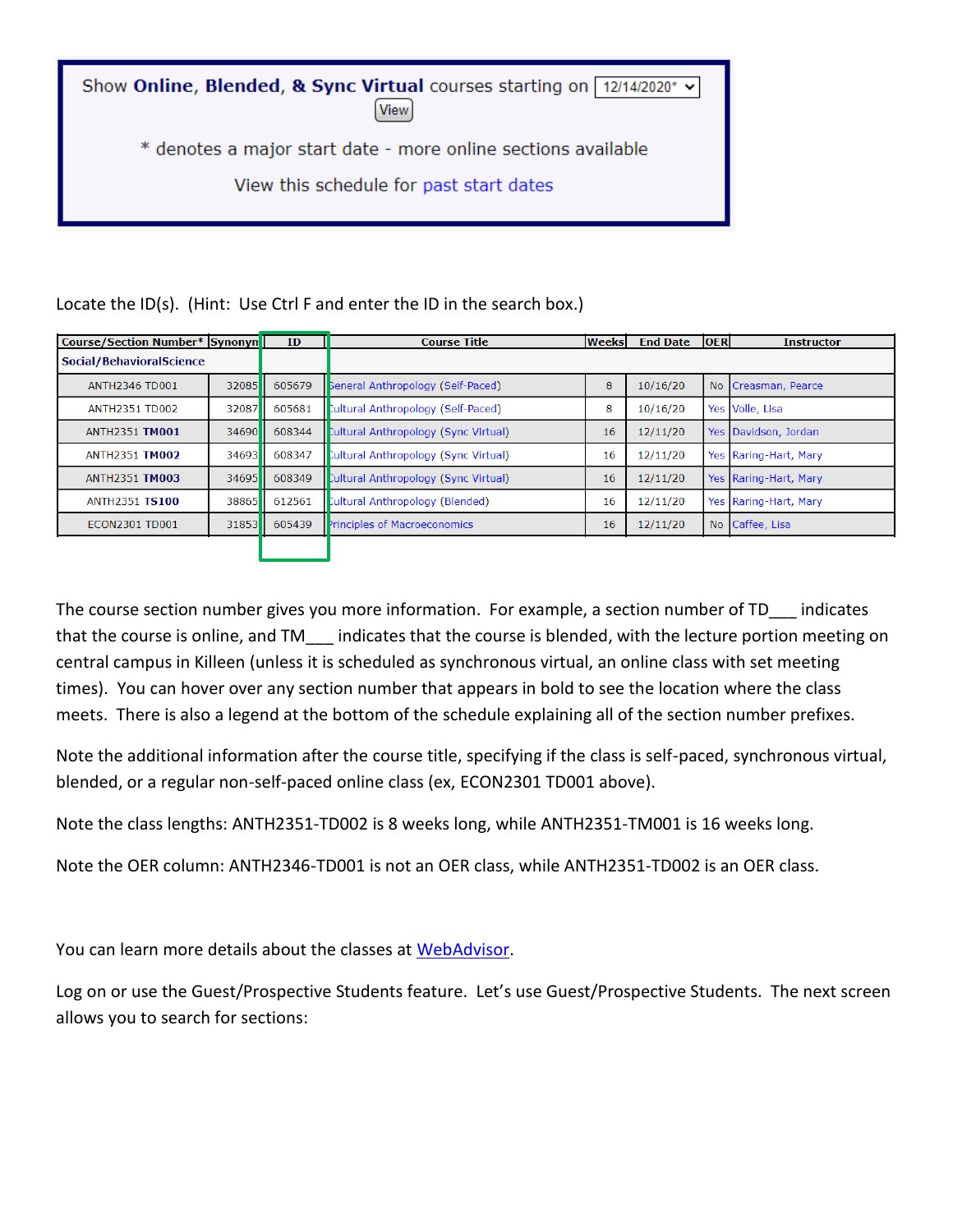Show **Online**, **Blended**, **& Sync Virtual** courses starting on 12/14/2020* View

* denotes a major start date - more online sections available

View this schedule for past start dates

Locate the ID(s). (Hint: Use Ctrl F and enter the ID in the search box.)

| Course/Section Number* | Synonym | ID | Course Title | Weeks | End Date | OER | Instructor |
|---|---|---|---|---|---|---|---|
| **Social/BehavioralScience** | | | | | | | |
| ANTH2346 TD001 | 32085 | 605679 | General Anthropology (Self-Paced) | 8 | 10/16/20 | No | Creasman, Pearce |
| ANTH2351 TD002 | 32087 | 605681 | Cultural Anthropology (Self-Paced) | 8 | 10/16/20 | Yes | Volle, Lisa |
| ANTH2351 **TM001** | 34690 | 608344 | Cultural Anthropology (Sync Virtual) | 16 | 12/11/20 | Yes | Davidson, Jordan |
| ANTH2351 **TM002** | 34693 | 608347 | Cultural Anthropology (Sync Virtual) | 16 | 12/11/20 | Yes | Raring-Hart, Mary |
| ANTH2351 **TM003** | 34695 | 608349 | Cultural Anthropology (Sync Virtual) | 16 | 12/11/20 | Yes | Raring-Hart, Mary |
| ANTH2351 **TS100** | 38865 | 612561 | Cultural Anthropology (Blended) | 16 | 12/11/20 | Yes | Raring-Hart, Mary |
| ECON2301 TD001 | 31853 | 605439 | Principles of Macroeconomics | 16 | 12/11/20 | No | Caffee, Lisa |

The course section number gives you more information. For example, a section number of TD___ indicates that the course is online, and TM___ indicates that the course is blended, with the lecture portion meeting on central campus in Killeen (unless it is scheduled as synchronous virtual, an online class with set meeting times). You can hover over any section number that appears in bold to see the location where the class meets. There is also a legend at the bottom of the schedule explaining all of the section number prefixes.

Note the additional information after the course title, specifying if the class is self-paced, synchronous virtual, blended, or a regular non-self-paced online class (ex, ECON2301 TD001 above).

Note the class lengths: ANTH2351-TD002 is 8 weeks long, while ANTH2351-TM001 is 16 weeks long.

Note the OER column: ANTH2346-TD001 is not an OER class, while ANTH2351-TD002 is an OER class.

You can learn more details about the classes at WebAdvisor.

Log on or use the Guest/Prospective Students feature. Let's use Guest/Prospective Students. The next screen allows you to search for sections: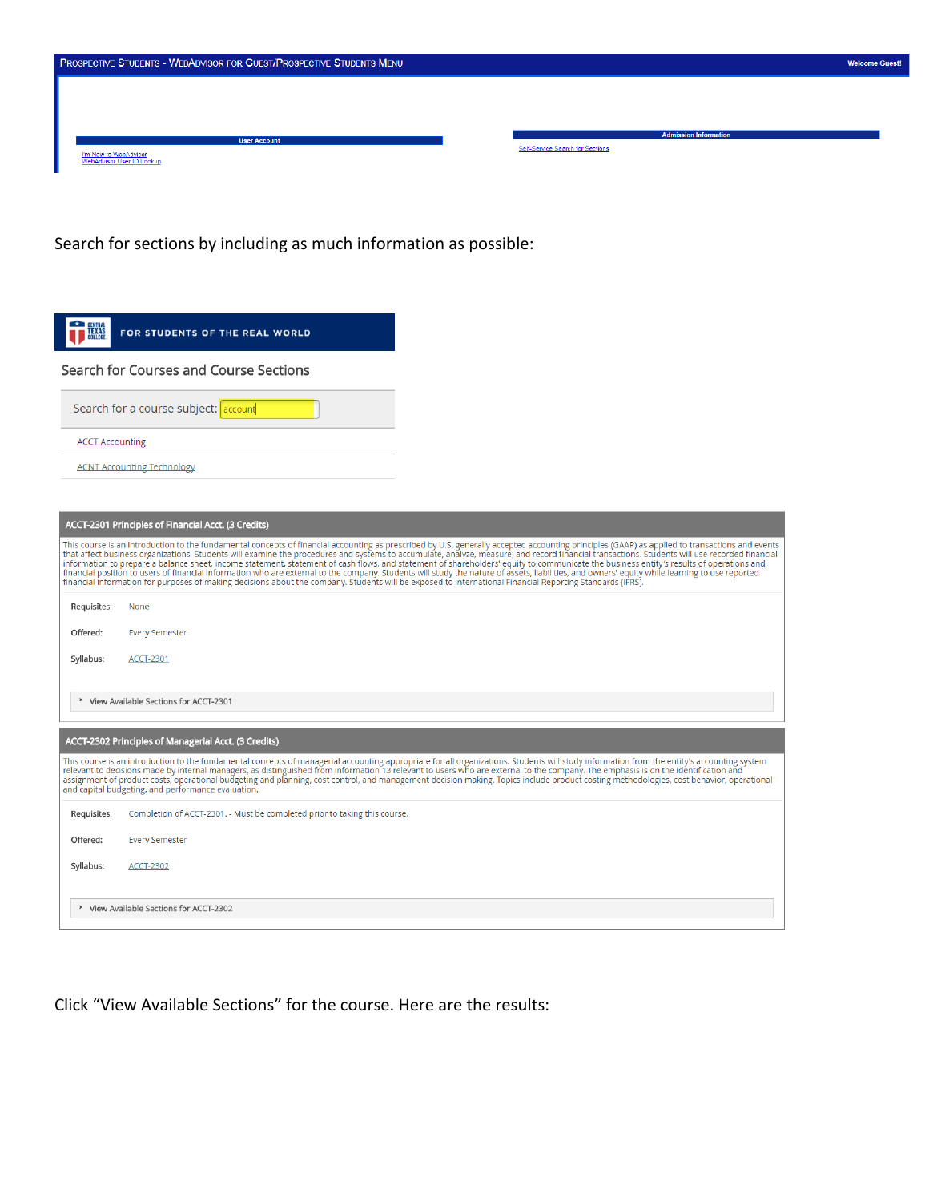PROSPECTIVE STUDENTS - WEBADVISOR FOR GUEST/PROSPECTIVE STUDENTS MENU

Welcome Guest!

**User Account**

I'm New to WebAdvisor
WebAdvisor User ID Lookup

**Admission Information**

Self-Service Search for Sections

Search for sections by including as much information as possible:

CENTRAL TEXAS COLLEGE

FOR STUDENTS OF THE REAL WORLD

Search for Courses and Course Sections

Search for a course subject: account

ACCT Accounting

ACNT Accounting Technology

**ACCT-2301 Principles of Financial Acct. (3 Credits)**

This course is an introduction to the fundamental concepts of financial accounting as prescribed by U.S. generally accepted accounting principles (GAAP) as applied to transactions and events that affect business organizations. Students will examine the procedures and systems to accumulate, analyze, measure, and record financial transactions. Students will use recorded financial information to prepare a balance sheet, income statement, statement of cash flows, and statement of shareholders' equity to communicate the business entity's results of operations and financial position to users of financial information who are external to the company. Students will study the nature of assets, liabilities, and owners' equity while learning to use reported financial information for purposes of making decisions about the company. Students will be exposed to International Financial Reporting Standards (IFRS).

Requisites: None

Offered: Every Semester

Syllabus: ACCT-2301

› View Available Sections for ACCT-2301

**ACCT-2302 Principles of Managerial Acct. (3 Credits)**

This course is an introduction to the fundamental concepts of managerial accounting appropriate for all organizations. Students will study information from the entity's accounting system relevant to decisions made by internal managers, as distinguished from information 13 relevant to users who are external to the company. The emphasis is on the identification and assignment of product costs, operational budgeting and planning, cost control, and management decision making. Topics include product costing methodologies, cost behavior, operational and capital budgeting, and performance evaluation.

Requisites: Completion of ACCT-2301. - Must be completed prior to taking this course.

Offered: Every Semester

Syllabus: ACCT-2302

› View Available Sections for ACCT-2302

Click "View Available Sections" for the course. Here are the results: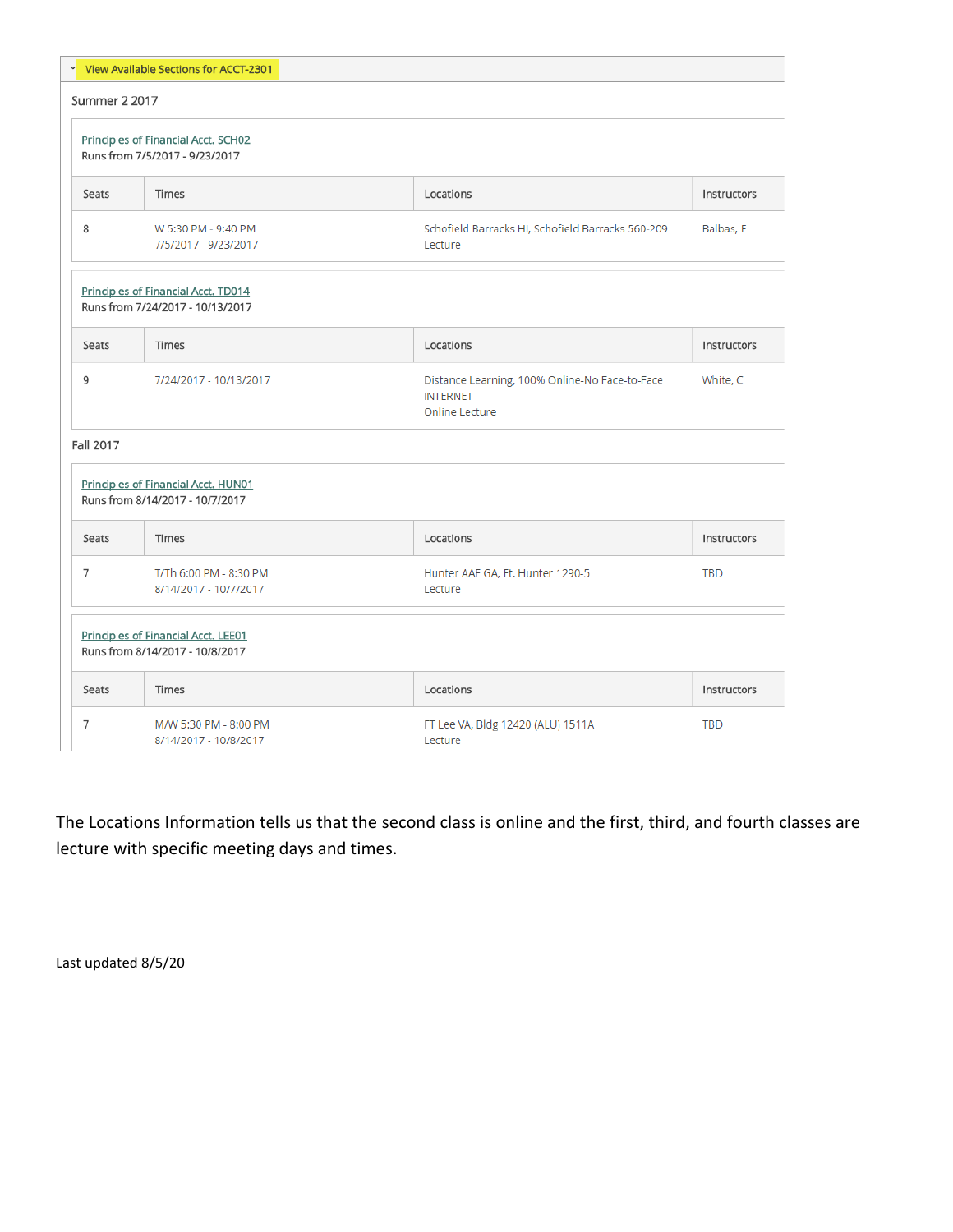View Available Sections for ACCT-2301

Summer 2 2017

Principles of Financial Acct. SCH02
Runs from 7/5/2017 - 9/23/2017

| Seats | Times | Locations | Instructors |
|---|---|---|---|
| 8 | W 5:30 PM - 9:40 PM<br>7/5/2017 - 9/23/2017 | Schofield Barracks HI, Schofield Barracks 560-209<br>Lecture | Balbas, E |

Principles of Financial Acct. TD014
Runs from 7/24/2017 - 10/13/2017

| Seats | Times | Locations | Instructors |
|---|---|---|---|
| 9 | 7/24/2017 - 10/13/2017 | Distance Learning, 100% Online-No Face-to-Face<br>INTERNET<br>Online Lecture | White, C |

Fall 2017

Principles of Financial Acct. HUN01
Runs from 8/14/2017 - 10/7/2017

| Seats | Times | Locations | Instructors |
|---|---|---|---|
| 7 | T/Th 6:00 PM - 8:30 PM<br>8/14/2017 - 10/7/2017 | Hunter AAF GA, Ft. Hunter 1290-5<br>Lecture | TBD |

Principles of Financial Acct. LEE01
Runs from 8/14/2017 - 10/8/2017

| Seats | Times | Locations | Instructors |
|---|---|---|---|
| 7 | M/W 5:30 PM - 8:00 PM<br>8/14/2017 - 10/8/2017 | FT Lee VA, Bldg 12420 (ALU) 1511A<br>Lecture | TBD |

The Locations Information tells us that the second class is online and the first, third, and fourth classes are lecture with specific meeting days and times.

Last updated 8/5/20